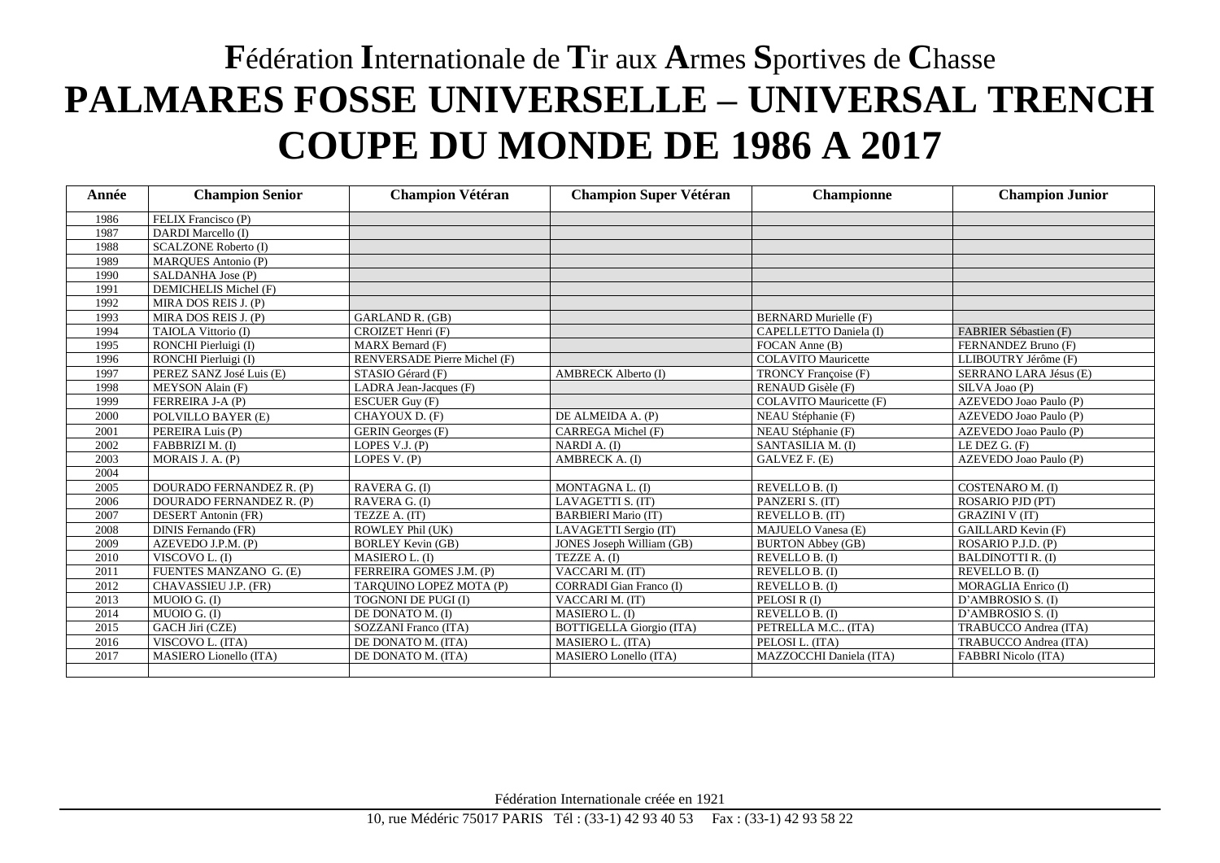# Fédération Internationale de Tir aux Armes Sportives de Chasse

# PALMARES FOSSE UNIVERSELLE – UNIVERSAL TRENCH COUPE DU MONDE DE 1986 A 2017

| Année | Champion Senior | Champion Vétéran | Champion Super Vétéran | Championne | Champion Junior |
|---|---|---|---|---|---|
| 1986 | FELIX Francisco (P) | | | | |
| 1987 | DARDI Marcello (I) | | | | |
| 1988 | SCALZONE Roberto (I) | | | | |
| 1989 | MARQUES Antonio (P) | | | | |
| 1990 | SALDANHA Jose (P) | | | | |
| 1991 | DEMICHELIS Michel (F) | | | | |
| 1992 | MIRA DOS REIS J. (P) | | | | |
| 1993 | MIRA DOS REIS J. (P) | GARLAND R. (GB) | | BERNARD Murielle (F) | |
| 1994 | TAIOLA Vittorio (I) | CROIZET Henri (F) | | CAPELLETTO Daniela (I) | FABRIER Sébastien (F) |
| 1995 | RONCHI Pierluigi (I) | MARX Bernard (F) | | FOCAN Anne (B) | FERNANDEZ Bruno (F) |
| 1996 | RONCHI Pierluigi (I) | RENVERSADE Pierre Michel (F) | | COLAVITO Mauricette | LLIBOUTRY Jérôme (F) |
| 1997 | PEREZ SANZ José Luis (E) | STASIO Gérard (F) | AMBRECK Alberto (I) | TRONCY Françoise (F) | SERRANO LARA Jésus (E) |
| 1998 | MEYSON Alain (F) | LADRA Jean-Jacques (F) | | RENAUD Gisèle (F) | SILVA Joao (P) |
| 1999 | FERREIRA J-A (P) | ESCUER Guy (F) | | COLAVITO Mauricette (F) | AZEVEDO Joao Paulo (P) |
| 2000 | POLVILLO BAYER (E) | CHAYOUX D. (F) | DE ALMEIDA A. (P) | NEAU Stéphanie (F) | AZEVEDO Joao Paulo (P) |
| 2001 | PEREIRA Luis (P) | GERIN Georges (F) | CARREGA Michel (F) | NEAU Stéphanie (F) | AZEVEDO Joao Paulo (P) |
| 2002 | FABBRIZI M. (I) | LOPES V.J. (P) | NARDI A. (I) | SANTASILIA M. (I) | LE DEZ G. (F) |
| 2003 | MORAIS J. A. (P) | LOPES V. (P) | AMBRECK A. (I) | GALVEZ F. (E) | AZEVEDO Joao Paulo (P) |
| 2004 | | | | | |
| 2005 | DOURADO FERNANDEZ R. (P) | RAVERA G. (I) | MONTAGNA L. (I) | REVELLO B. (I) | COSTENARO M. (I) |
| 2006 | DOURADO FERNANDEZ R. (P) | RAVERA G. (I) | LAVAGETTI S. (IT) | PANZERI S. (IT) | ROSARIO PJD (PT) |
| 2007 | DESERT Antonin (FR) | TEZZE A. (IT) | BARBIERI Mario (IT) | REVELLO B. (IT) | GRAZINI V (IT) |
| 2008 | DINIS Fernando (FR) | ROWLEY Phil (UK) | LAVAGETTI Sergio (IT) | MAJUELO Vanesa (E) | GAILLARD Kevin (F) |
| 2009 | AZEVEDO J.P.M. (P) | BORLEY Kevin (GB) | JONES Joseph William (GB) | BURTON Abbey (GB) | ROSARIO P.J.D. (P) |
| 2010 | VISCOVO L. (I) | MASIERO L. (I) | TEZZE A. (I) | REVELLO B. (I) | BALDINOTTI R. (I) |
| 2011 | FUENTES MANZANO G. (E) | FERREIRA GOMES J.M. (P) | VACCARI M. (IT) | REVELLO B. (I) | REVELLO B. (I) |
| 2012 | CHAVASSIEU J.P. (FR) | TARQUINO LOPEZ MOTA (P) | CORRADI Gian Franco (I) | REVELLO B. (I) | MORAGLIA Enrico (I) |
| 2013 | MUOIO G. (I) | TOGNONI DE PUGI (I) | VACCARI M. (IT) | PELOSI R (I) | D'AMBROSIO S. (I) |
| 2014 | MUOIO G. (I) | DE DONATO M. (I) | MASIERO L. (I) | REVELLO B. (I) | D'AMBROSIO S. (I) |
| 2015 | GACH Jiri (CZE) | SOZZANI Franco (ITA) | BOTTIGELLA Giorgio (ITA) | PETRELLA M.C.. (ITA) | TRABUCCO Andrea (ITA) |
| 2016 | VISCOVO L. (ITA) | DE DONATO M. (ITA) | MASIERO L. (ITA) | PELOSI L. (ITA) | TRABUCCO Andrea (ITA) |
| 2017 | MASIERO Lionello (ITA) | DE DONATO M. (ITA) | MASIERO Lonello (ITA) | MAZZOCCHI Daniela (ITA) | FABBRI Nicolo (ITA) |
| | | | | | |

Fédération Internationale créée en 1921

10, rue Médéric 75017 PARIS Tél : (33-1) 42 93 40 53 Fax : (33-1) 42 93 58 22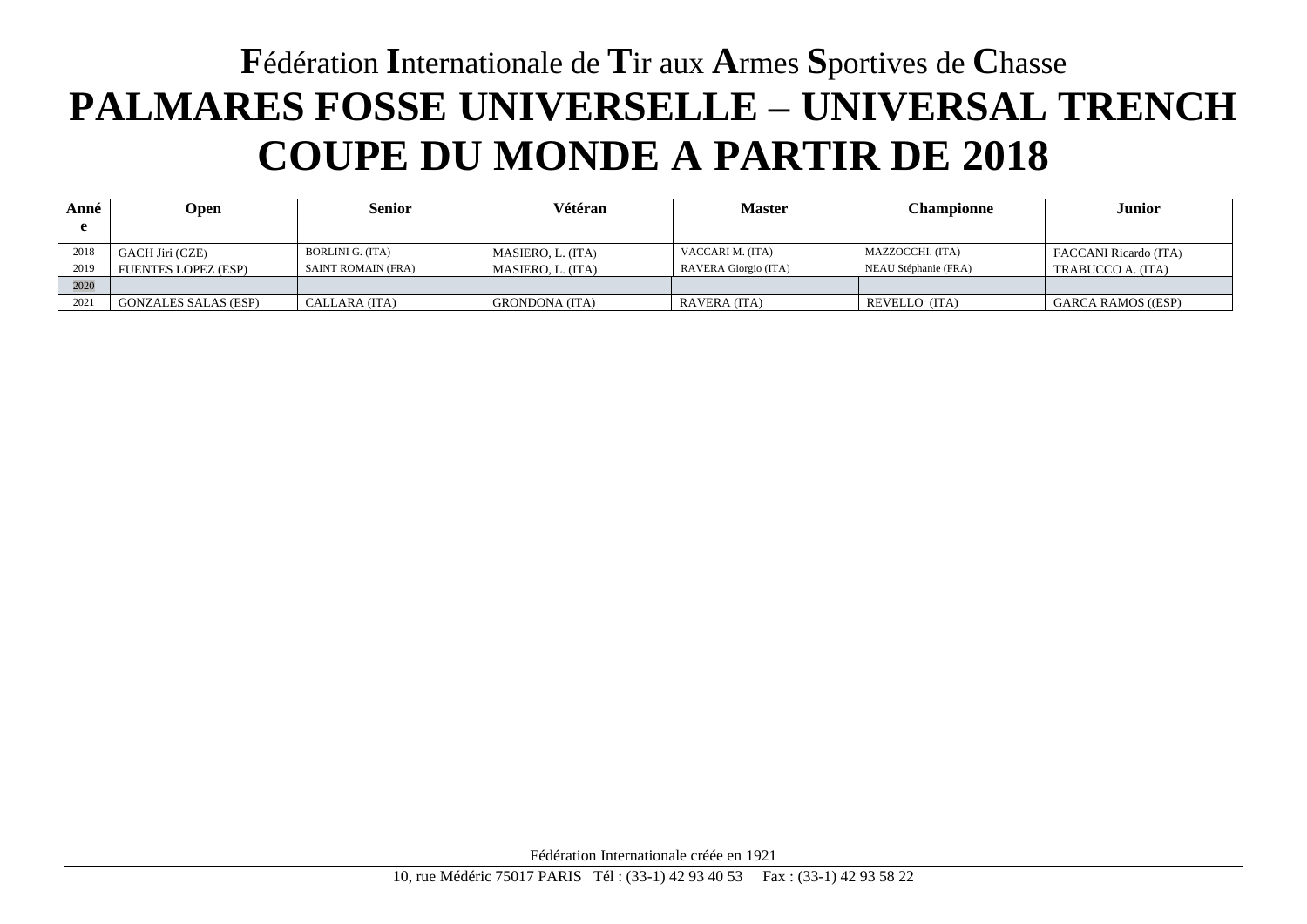# Fédération Internationale de Tir aux Armes Sportives de Chasse

# PALMARES FOSSE UNIVERSELLE – UNIVERSAL TRENCH

# COUPE DU MONDE A PARTIR DE 2018

| Année | Open | Senior | Vétéran | Master | Championne | Junior |
|---|---|---|---|---|---|---|
| 2018 | GACH Jiri (CZE) | BORLINI G. (ITA) | MASIERO, L. (ITA) | VACCARI M. (ITA) | MAZZOCCHI. (ITA) | FACCANI Ricardo (ITA) |
| 2019 | FUENTES LOPEZ (ESP) | SAINT ROMAIN (FRA) | MASIERO, L. (ITA) | RAVERA Giorgio (ITA) | NEAU Stéphanie (FRA) | TRABUCCO A. (ITA) |
| 2020 | | | | | | |
| 2021 | GONZALES SALAS (ESP) | CALLARA (ITA) | GRONDONA (ITA) | RAVERA (ITA) | REVELLO (ITA) | GARCA RAMOS ((ESP) |

Fédération Internationale créée en 1921

10, rue Médéric 75017 PARIS Tél : (33-1) 42 93 40 53 Fax : (33-1) 42 93 58 22